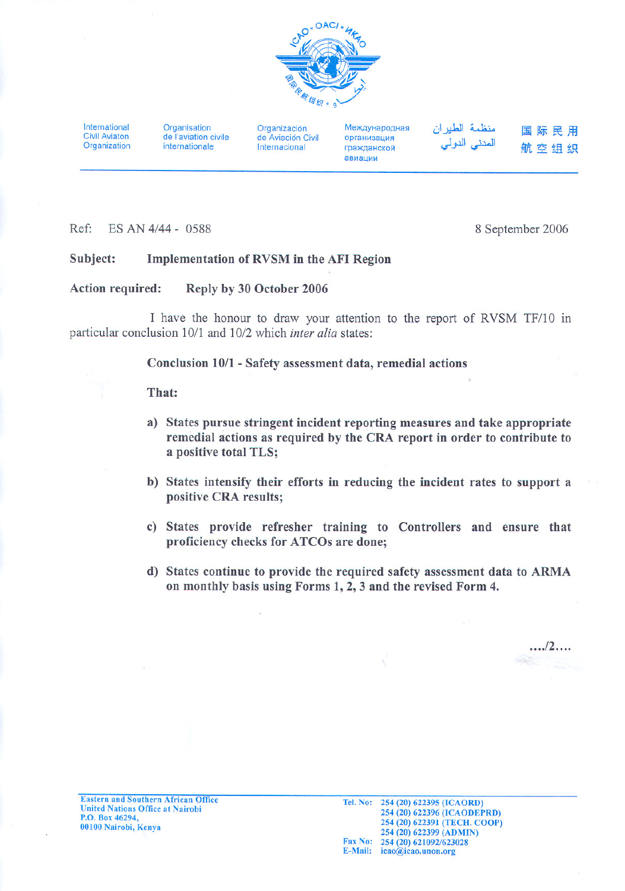International Civil Aviaton Organization

Organisation de l'aviation civile internationale

Organización de Aviación Civil Internacional

Международная организация гражданской авиации

منظمة الطيران المدني الدولي

国际民用航空组织

Ref: ES AN 4/44 - 0588

8 September 2006

**Subject: Implementation of RVSM in the AFI Region**

**Action required: Reply by 30 October 2006**

I have the honour to draw your attention to the report of RVSM TF/10 in particular conclusion 10/1 and 10/2 which *inter alia* states:

**Conclusion 10/1 - Safety assessment data, remedial actions**

**That:**

**a) States pursue stringent incident reporting measures and take appropriate remedial actions as required by the CRA report in order to contribute to a positive total TLS;**

**b) States intensify their efforts in reducing the incident rates to support a positive CRA results;**

**c) States provide refresher training to Controllers and ensure that proficiency checks for ATCOs are done;**

**d) States continue to provide the required safety assessment data to ARMA on monthly basis using Forms 1, 2, 3 and the revised Form 4.**

..../2....

**Eastern and Southern African Office**
**United Nations Office at Nairobi**
**P.O. Box 46294,**
**00100 Nairobi, Kenya**

**Tel. No: 254 (20) 622395 (ICAORD)**
**254 (20) 622396 (ICAODEPRD)**
**254 (20) 622391 (TECH. COOP)**
**254 (20) 622399 (ADMIN)**
**Fax No: 254 (20) 621092/623028**
**E-Mail: icao@icao.unon.org**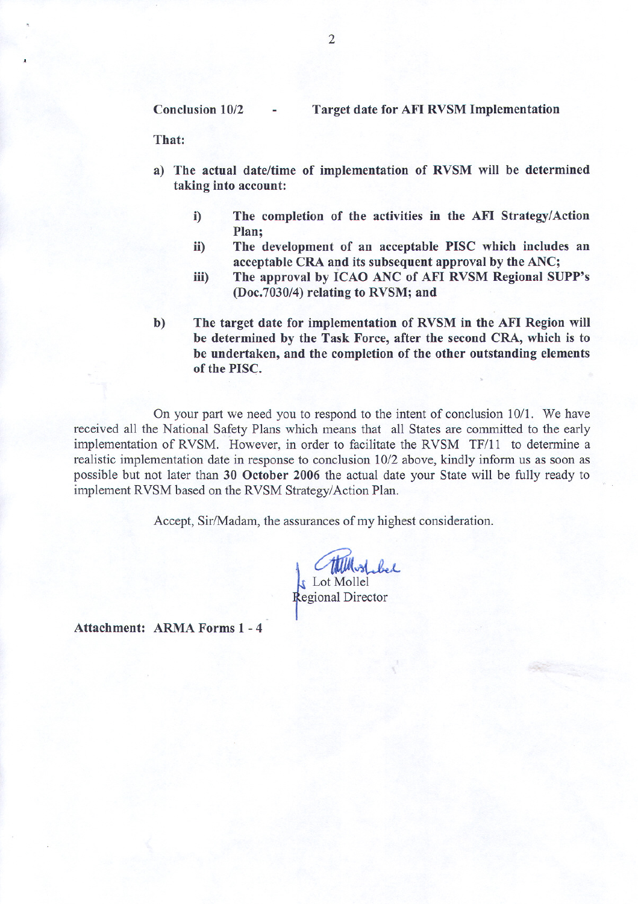**Conclusion 10/2 - Target date for AFI RVSM Implementation**

**That:**

**a) The actual date/time of implementation of RVSM will be determined taking into account:**

- **i) The completion of the activities in the AFI Strategy/Action Plan;**
- **ii) The development of an acceptable PISC which includes an acceptable CRA and its subsequent approval by the ANC;**
- **iii) The approval by ICAO ANC of AFI RVSM Regional SUPP's (Doc.7030/4) relating to RVSM; and**

**b) The target date for implementation of RVSM in the AFI Region will be determined by the Task Force, after the second CRA, which is to be undertaken, and the completion of the other outstanding elements of the PISC.**

On your part we need you to respond to the intent of conclusion 10/1. We have received all the National Safety Plans which means that all States are committed to the early implementation of RVSM. However, in order to facilitate the RVSM TF/11 to determine a realistic implementation date in response to conclusion 10/2 above, kindly inform us as soon as possible but not later than **30 October 2006** the actual date your State will be fully ready to implement RVSM based on the RVSM Strategy/Action Plan.

Accept, Sir/Madam, the assurances of my highest consideration.

Lot Mollel
Regional Director

**Attachment: ARMA Forms 1 - 4**